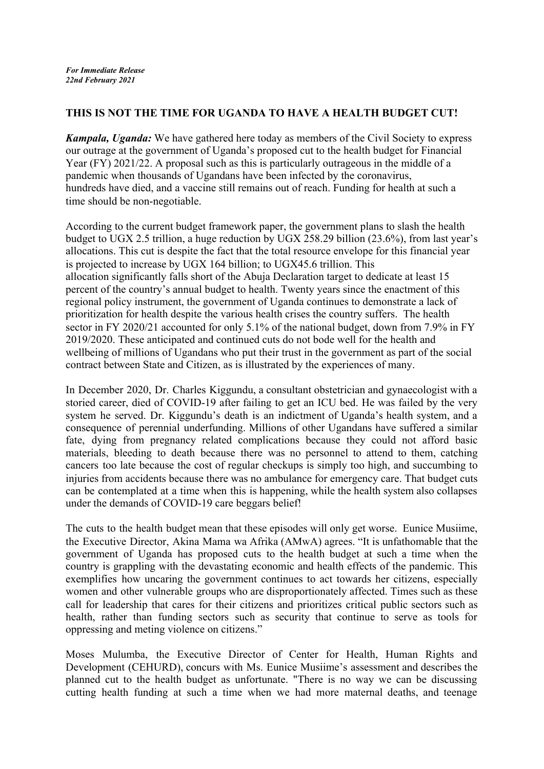*For Immediate Release*
*22nd February 2021*

**THIS IS NOT THE TIME FOR UGANDA TO HAVE A HEALTH BUDGET CUT!**

***Kampala, Uganda:*** We have gathered here today as members of the Civil Society to express our outrage at the government of Uganda's proposed cut to the health budget for Financial Year (FY) 2021/22. A proposal such as this is particularly outrageous in the middle of a pandemic when thousands of Ugandans have been infected by the coronavirus, hundreds have died, and a vaccine still remains out of reach. Funding for health at such a time should be non-negotiable.

According to the current budget framework paper, the government plans to slash the health budget to UGX 2.5 trillion, a huge reduction by UGX 258.29 billion (23.6%), from last year's allocations. This cut is despite the fact that the total resource envelope for this financial year is projected to increase by UGX 164 billion; to UGX45.6 trillion. This allocation significantly falls short of the Abuja Declaration target to dedicate at least 15 percent of the country's annual budget to health. Twenty years since the enactment of this regional policy instrument, the government of Uganda continues to demonstrate a lack of prioritization for health despite the various health crises the country suffers. The health sector in FY 2020/21 accounted for only 5.1% of the national budget, down from 7.9% in FY 2019/2020. These anticipated and continued cuts do not bode well for the health and wellbeing of millions of Ugandans who put their trust in the government as part of the social contract between State and Citizen, as is illustrated by the experiences of many.

In December 2020, Dr. Charles Kiggundu, a consultant obstetrician and gynaecologist with a storied career, died of COVID-19 after failing to get an ICU bed. He was failed by the very system he served. Dr. Kiggundu's death is an indictment of Uganda's health system, and a consequence of perennial underfunding. Millions of other Ugandans have suffered a similar fate, dying from pregnancy related complications because they could not afford basic materials, bleeding to death because there was no personnel to attend to them, catching cancers too late because the cost of regular checkups is simply too high, and succumbing to injuries from accidents because there was no ambulance for emergency care. That budget cuts can be contemplated at a time when this is happening, while the health system also collapses under the demands of COVID-19 care beggars belief!

The cuts to the health budget mean that these episodes will only get worse. Eunice Musiime, the Executive Director, Akina Mama wa Afrika (AMwA) agrees. "It is unfathomable that the government of Uganda has proposed cuts to the health budget at such a time when the country is grappling with the devastating economic and health effects of the pandemic. This exemplifies how uncaring the government continues to act towards her citizens, especially women and other vulnerable groups who are disproportionately affected. Times such as these call for leadership that cares for their citizens and prioritizes critical public sectors such as health, rather than funding sectors such as security that continue to serve as tools for oppressing and meting violence on citizens."

Moses Mulumba, the Executive Director of Center for Health, Human Rights and Development (CEHURD), concurs with Ms. Eunice Musiime's assessment and describes the planned cut to the health budget as unfortunate. "There is no way we can be discussing cutting health funding at such a time when we had more maternal deaths, and teenage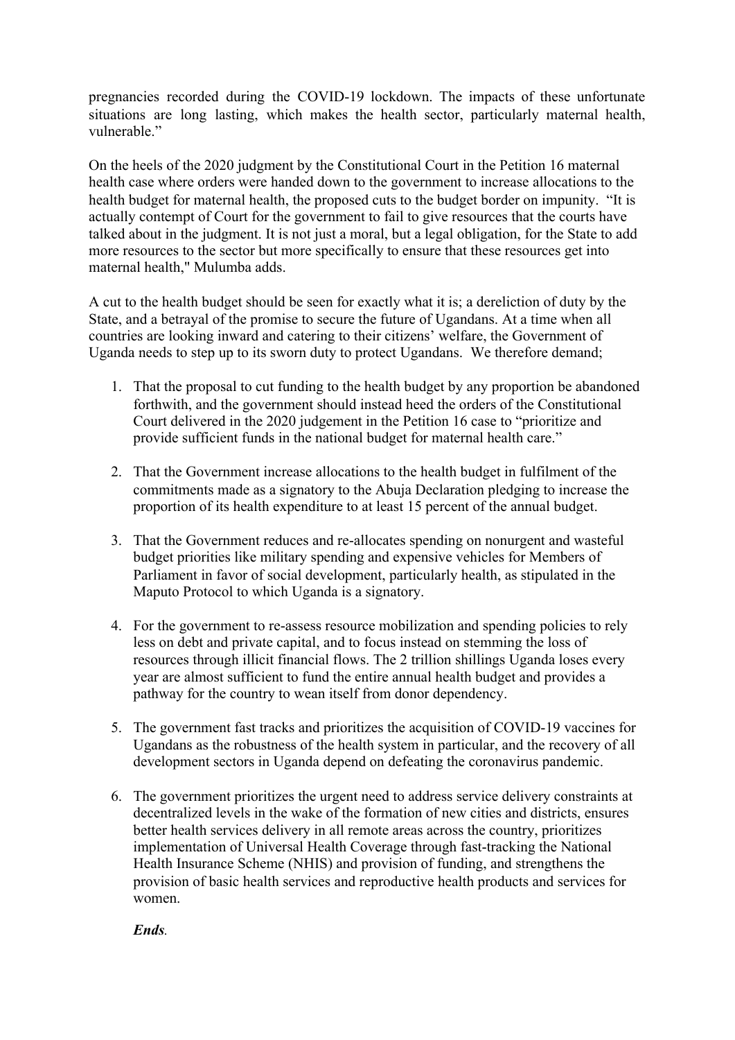pregnancies recorded during the COVID-19 lockdown. The impacts of these unfortunate situations are long lasting, which makes the health sector, particularly maternal health, vulnerable."

On the heels of the 2020 judgment by the Constitutional Court in the Petition 16 maternal health case where orders were handed down to the government to increase allocations to the health budget for maternal health, the proposed cuts to the budget border on impunity. "It is actually contempt of Court for the government to fail to give resources that the courts have talked about in the judgment. It is not just a moral, but a legal obligation, for the State to add more resources to the sector but more specifically to ensure that these resources get into maternal health," Mulumba adds.

A cut to the health budget should be seen for exactly what it is; a dereliction of duty by the State, and a betrayal of the promise to secure the future of Ugandans. At a time when all countries are looking inward and catering to their citizens' welfare, the Government of Uganda needs to step up to its sworn duty to protect Ugandans. We therefore demand;

1. That the proposal to cut funding to the health budget by any proportion be abandoned forthwith, and the government should instead heed the orders of the Constitutional Court delivered in the 2020 judgement in the Petition 16 case to "prioritize and provide sufficient funds in the national budget for maternal health care."

2. That the Government increase allocations to the health budget in fulfilment of the commitments made as a signatory to the Abuja Declaration pledging to increase the proportion of its health expenditure to at least 15 percent of the annual budget.

3. That the Government reduces and re-allocates spending on nonurgent and wasteful budget priorities like military spending and expensive vehicles for Members of Parliament in favor of social development, particularly health, as stipulated in the Maputo Protocol to which Uganda is a signatory.

4. For the government to re-assess resource mobilization and spending policies to rely less on debt and private capital, and to focus instead on stemming the loss of resources through illicit financial flows. The 2 trillion shillings Uganda loses every year are almost sufficient to fund the entire annual health budget and provides a pathway for the country to wean itself from donor dependency.

5. The government fast tracks and prioritizes the acquisition of COVID-19 vaccines for Ugandans as the robustness of the health system in particular, and the recovery of all development sectors in Uganda depend on defeating the coronavirus pandemic.

6. The government prioritizes the urgent need to address service delivery constraints at decentralized levels in the wake of the formation of new cities and districts, ensures better health services delivery in all remote areas across the country, prioritizes implementation of Universal Health Coverage through fast-tracking the National Health Insurance Scheme (NHIS) and provision of funding, and strengthens the provision of basic health services and reproductive health products and services for women.

***Ends**.*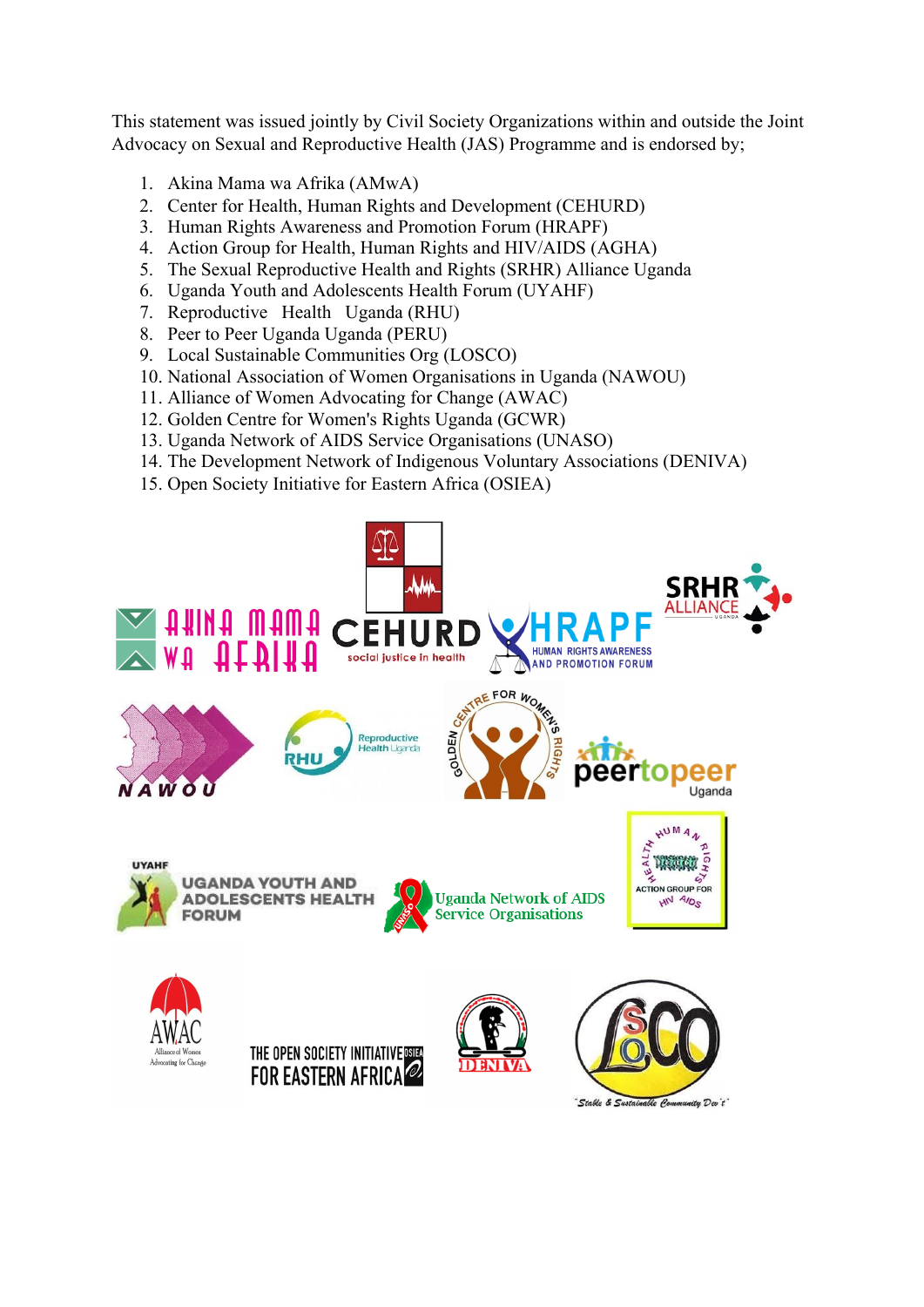This statement was issued jointly by Civil Society Organizations within and outside the Joint Advocacy on Sexual and Reproductive Health (JAS) Programme and is endorsed by;

1. Akina Mama wa Afrika (AMwA)
2. Center for Health, Human Rights and Development (CEHURD)
3. Human Rights Awareness and Promotion Forum (HRAPF)
4. Action Group for Health, Human Rights and HIV/AIDS (AGHA)
5. The Sexual Reproductive Health and Rights (SRHR) Alliance Uganda
6. Uganda Youth and Adolescents Health Forum (UYAHF)
7. Reproductive Health Uganda (RHU)
8. Peer to Peer Uganda Uganda (PERU)
9. Local Sustainable Communities Org (LOSCO)
10. National Association of Women Organisations in Uganda (NAWOU)
11. Alliance of Women Advocating for Change (AWAC)
12. Golden Centre for Women's Rights Uganda (GCWR)
13. Uganda Network of AIDS Service Organisations (UNASO)
14. The Development Network of Indigenous Voluntary Associations (DENIVA)
15. Open Society Initiative for Eastern Africa (OSIEA)